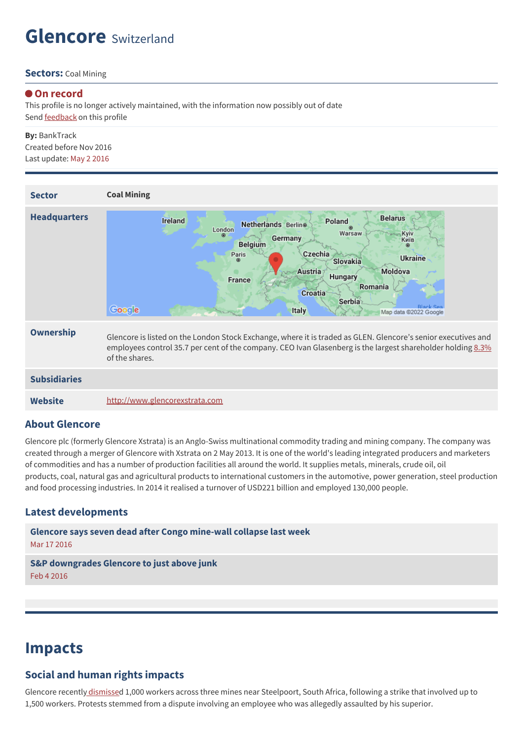# Glencore Switzerland

**Sectors:** Coal Mining

**On record**

This profile is no longer actively maintained, with the information now possibly out of date

Send feedback on this profile

**By:** BankTrack

Created before Nov 2016

Last update: May 2 2016

| | |
|---|---|
| **Sector** | **Coal Mining** |
| **Headquarters** | |
| **Ownership** | Glencore is listed on the London Stock Exchange, where it is traded as GLEN. Glencore's senior executives and employees control 35.7 per cent of the company. CEO Ivan Glasenberg is the largest shareholder holding 8.3% of the shares. |
| **Subsidiaries** | |
| **Website** | http://www.glencorexstrata.com |

## About Glencore

Glencore plc (formerly Glencore Xstrata) is an Anglo-Swiss multinational commodity trading and mining company. The company was created through a merger of Glencore with Xstrata on 2 May 2013. It is one of the world's leading integrated producers and marketers of commodities and has a number of production facilities all around the world. It supplies metals, minerals, crude oil, oil products, coal, natural gas and agricultural products to international customers in the automotive, power generation, steel production and food processing industries. In 2014 it realised a turnover of USD221 billion and employed 130,000 people.

## Latest developments

**Glencore says seven dead after Congo mine-wall collapse last week**
Mar 17 2016

**S&P downgrades Glencore to just above junk**
Feb 4 2016

# Impacts

## Social and human rights impacts

Glencore recently dismissed 1,000 workers across three mines near Steelpoort, South Africa, following a strike that involved up to 1,500 workers. Protests stemmed from a dispute involving an employee who was allegedly assaulted by his superior.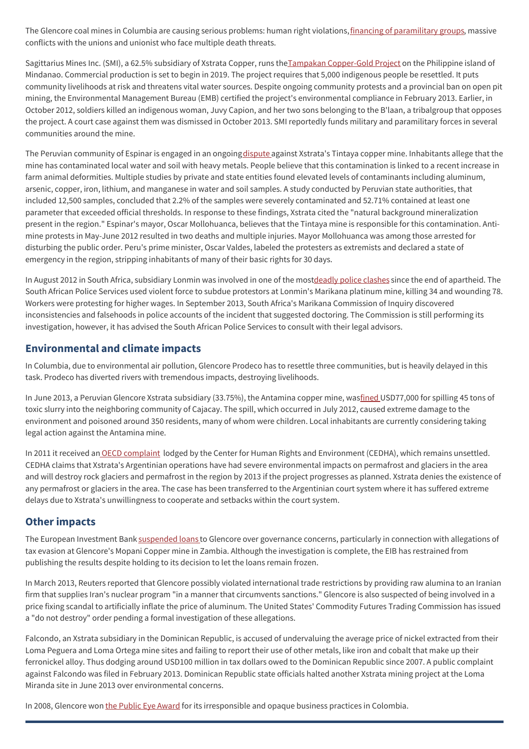The Glencore coal mines in Columbia are causing serious problems: human right violations, financing of paramilitary groups, massive conflicts with the unions and unionist who face multiple death threats.

Sagittarius Mines Inc. (SMI), a 62.5% subsidiary of Xstrata Copper, runs the Tampakan Copper-Gold Project on the Philippine island of Mindanao. Commercial production is set to begin in 2019. The project requires that 5,000 indigenous people be resettled. It puts community livelihoods at risk and threatens vital water sources. Despite ongoing community protests and a provincial ban on open pit mining, the Environmental Management Bureau (EMB) certified the project's environmental compliance in February 2013. Earlier, in October 2012, soldiers killed an indigenous woman, Juvy Capion, and her two sons belonging to the B'laan, a tribalgroup that opposes the project. A court case against them was dismissed in October 2013. SMI reportedly funds military and paramilitary forces in several communities around the mine.

The Peruvian community of Espinar is engaged in an ongoing dispute against Xstrata's Tintaya copper mine. Inhabitants allege that the mine has contaminated local water and soil with heavy metals. People believe that this contamination is linked to a recent increase in farm animal deformities. Multiple studies by private and state entities found elevated levels of contaminants including aluminum, arsenic, copper, iron, lithium, and manganese in water and soil samples. A study conducted by Peruvian state authorities, that included 12,500 samples, concluded that 2.2% of the samples were severely contaminated and 52.71% contained at least one parameter that exceeded official thresholds. In response to these findings, Xstrata cited the "natural background mineralization present in the region." Espinar's mayor, Oscar Mollohuanca, believes that the Tintaya mine is responsible for this contamination. Anti-mine protests in May-June 2012 resulted in two deaths and multiple injuries. Mayor Mollohuanca was among those arrested for disturbing the public order. Peru's prime minister, Oscar Valdes, labeled the protesters as extremists and declared a state of emergency in the region, stripping inhabitants of many of their basic rights for 30 days.

In August 2012 in South Africa, subsidiary Lonmin was involved in one of the most deadly police clashes since the end of apartheid. The South African Police Services used violent force to subdue protestors at Lonmin's Marikana platinum mine, killing 34 and wounding 78. Workers were protesting for higher wages. In September 2013, South Africa's Marikana Commission of Inquiry discovered inconsistencies and falsehoods in police accounts of the incident that suggested doctoring. The Commission is still performing its investigation, however, it has advised the South African Police Services to consult with their legal advisors.

## Environmental and climate impacts

In Columbia, due to environmental air pollution, Glencore Prodeco has to resettle three communities, but is heavily delayed in this task. Prodeco has diverted rivers with tremendous impacts, destroying livelihoods.

In June 2013, a Peruvian Glencore Xstrata subsidiary (33.75%), the Antamina copper mine, was fined USD77,000 for spilling 45 tons of toxic slurry into the neighboring community of Cajacay. The spill, which occurred in July 2012, caused extreme damage to the environment and poisoned around 350 residents, many of whom were children. Local inhabitants are currently considering taking legal action against the Antamina mine.

In 2011 it received an OECD complaint lodged by the Center for Human Rights and Environment (CEDHA), which remains unsettled. CEDHA claims that Xstrata's Argentinian operations have had severe environmental impacts on permafrost and glaciers in the area and will destroy rock glaciers and permafrost in the region by 2013 if the project progresses as planned. Xstrata denies the existence of any permafrost or glaciers in the area. The case has been transferred to the Argentinian court system where it has suffered extreme delays due to Xstrata's unwillingness to cooperate and setbacks within the court system.

## Other impacts

The European Investment Bank suspended loans to Glencore over governance concerns, particularly in connection with allegations of tax evasion at Glencore's Mopani Copper mine in Zambia. Although the investigation is complete, the EIB has restrained from publishing the results despite holding to its decision to let the loans remain frozen.

In March 2013, Reuters reported that Glencore possibly violated international trade restrictions by providing raw alumina to an Iranian firm that supplies Iran's nuclear program "in a manner that circumvents sanctions." Glencore is also suspected of being involved in a price fixing scandal to artificially inflate the price of aluminum. The United States' Commodity Futures Trading Commission has issued a "do not destroy" order pending a formal investigation of these allegations.

Falcondo, an Xstrata subsidiary in the Dominican Republic, is accused of undervaluing the average price of nickel extracted from their Loma Peguera and Loma Ortega mine sites and failing to report their use of other metals, like iron and cobalt that make up their ferronickel alloy. Thus dodging around USD100 million in tax dollars owed to the Dominican Republic since 2007. A public complaint against Falcondo was filed in February 2013. Dominican Republic state officials halted another Xstrata mining project at the Loma Miranda site in June 2013 over environmental concerns.

In 2008, Glencore won the Public Eye Award for its irresponsible and opaque business practices in Colombia.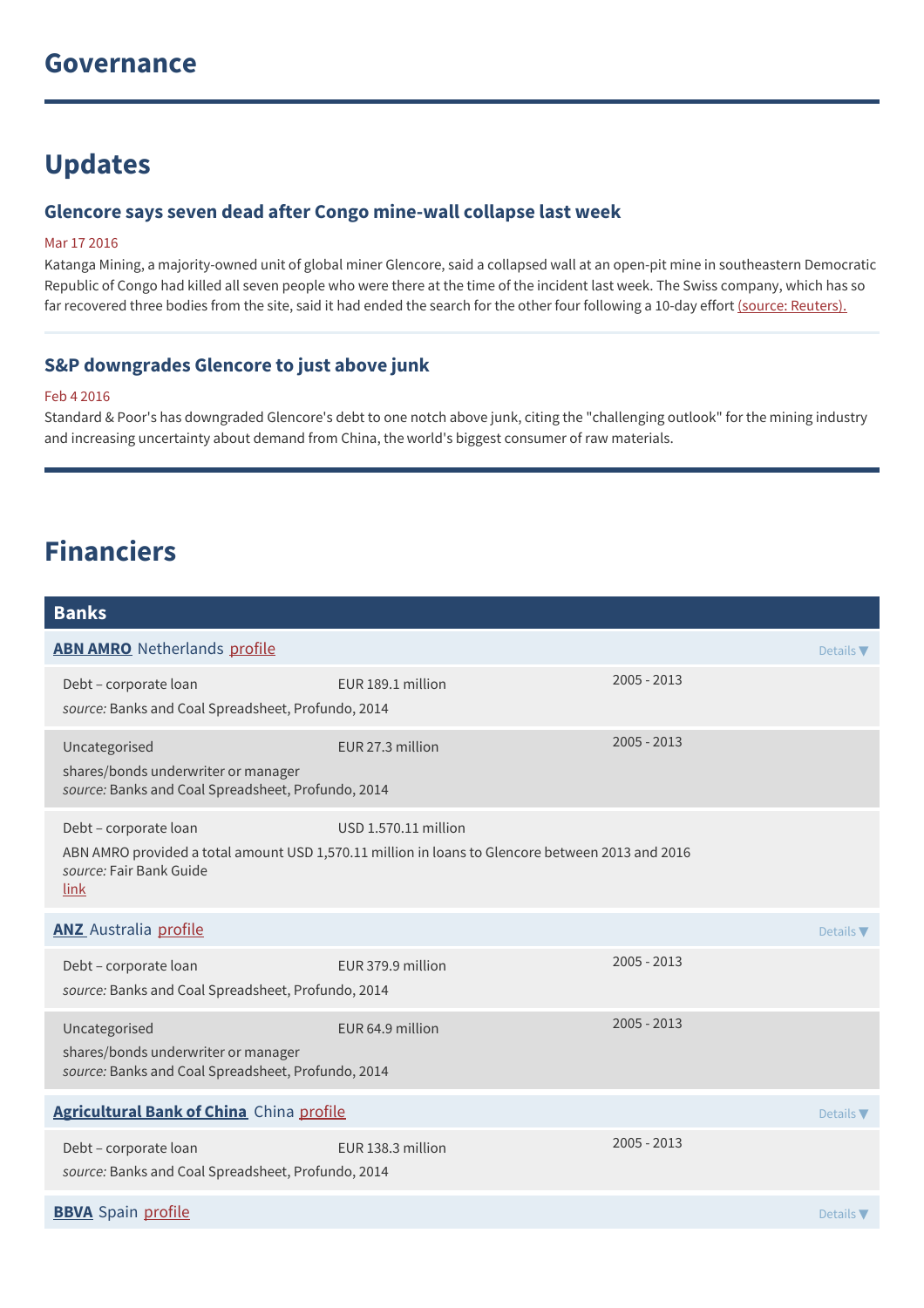## Governance

## Updates

### Glencore says seven dead after Congo mine-wall collapse last week

Mar 17 2016

Katanga Mining, a majority-owned unit of global miner Glencore, said a collapsed wall at an open-pit mine in southeastern Democratic Republic of Congo had killed all seven people who were there at the time of the incident last week. The Swiss company, which has so far recovered three bodies from the site, said it had ended the search for the other four following a 10-day effort (source: Reuters).

### S&P downgrades Glencore to just above junk

Feb 4 2016

Standard & Poor's has downgraded Glencore's debt to one notch above junk, citing the "challenging outlook" for the mining industry and increasing uncertainty about demand from China, the world's biggest consumer of raw materials.

## Financiers

### Banks

**ABN AMRO** Netherlands profile — Details ▼

| | | |
|---|---|---|
| Debt – corporate loan | EUR 189.1 million | 2005 - 2013 |

*source:* Banks and Coal Spreadsheet, Profundo, 2014

| | | |
|---|---|---|
| Uncategorised | EUR 27.3 million | 2005 - 2013 |

shares/bonds underwriter or manager
*source:* Banks and Coal Spreadsheet, Profundo, 2014

| | |
|---|---|
| Debt – corporate loan | USD 1.570.11 million |

ABN AMRO provided a total amount USD 1,570.11 million in loans to Glencore between 2013 and 2016
*source:* Fair Bank Guide
link

**ANZ** Australia profile — Details ▼

| | | |
|---|---|---|
| Debt – corporate loan | EUR 379.9 million | 2005 - 2013 |

*source:* Banks and Coal Spreadsheet, Profundo, 2014

| | | |
|---|---|---|
| Uncategorised | EUR 64.9 million | 2005 - 2013 |

shares/bonds underwriter or manager
*source:* Banks and Coal Spreadsheet, Profundo, 2014

**Agricultural Bank of China** China profile — Details ▼

| | | |
|---|---|---|
| Debt – corporate loan | EUR 138.3 million | 2005 - 2013 |

*source:* Banks and Coal Spreadsheet, Profundo, 2014

**BBVA** Spain profile — Details ▼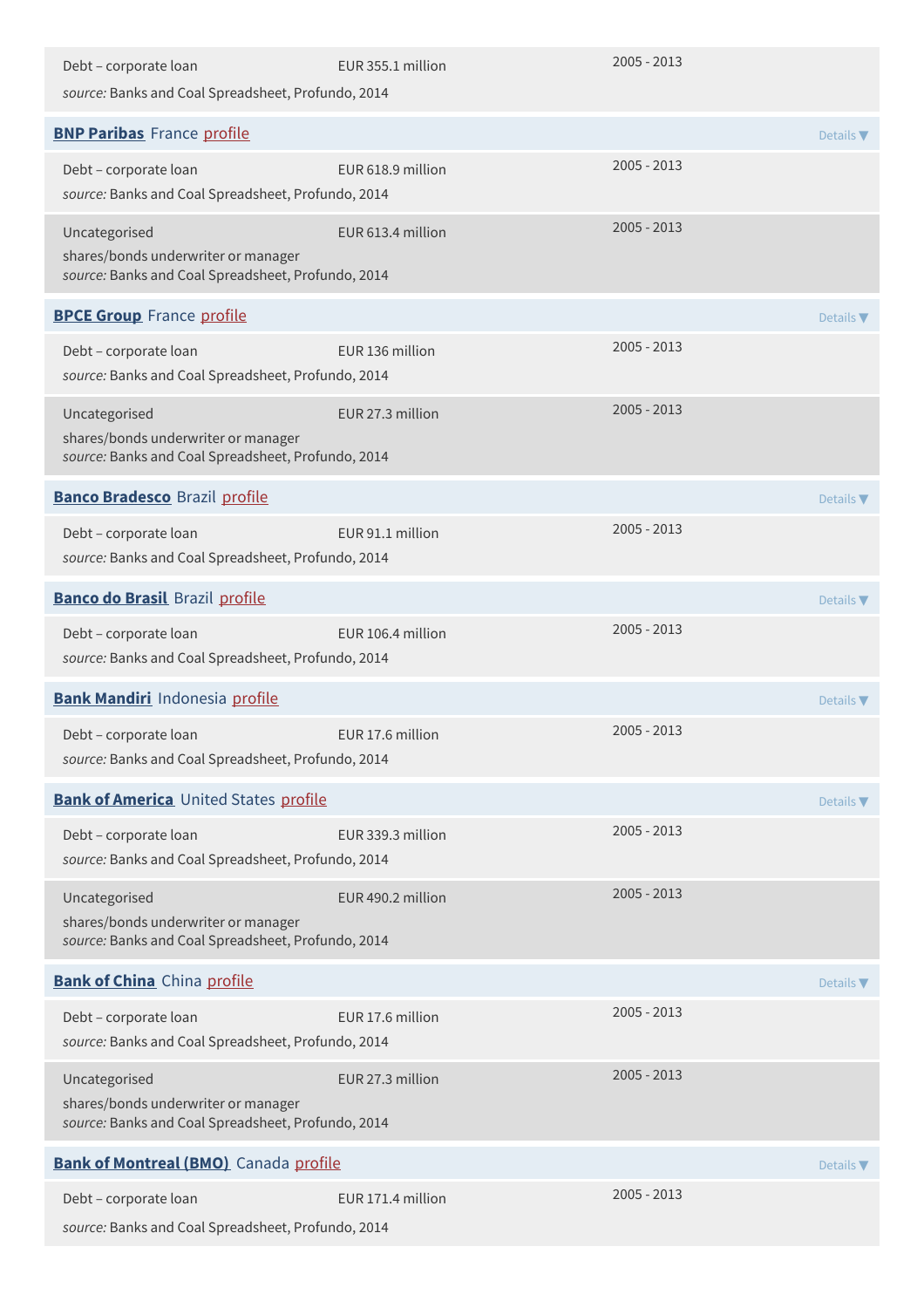Debt – corporate loan EUR 355.1 million 2005 - 2013

*source:* Banks and Coal Spreadsheet, Profundo, 2014

**BNP Paribas** France profile

Details ▼

Debt – corporate loan EUR 618.9 million 2005 - 2013

*source:* Banks and Coal Spreadsheet, Profundo, 2014

Uncategorised EUR 613.4 million 2005 - 2013

shares/bonds underwriter or manager

*source:* Banks and Coal Spreadsheet, Profundo, 2014

**BPCE Group** France profile

Details ▼

Debt – corporate loan EUR 136 million 2005 - 2013

*source:* Banks and Coal Spreadsheet, Profundo, 2014

Uncategorised EUR 27.3 million 2005 - 2013

shares/bonds underwriter or manager

*source:* Banks and Coal Spreadsheet, Profundo, 2014

**Banco Bradesco** Brazil profile

Details ▼

Debt – corporate loan EUR 91.1 million 2005 - 2013

*source:* Banks and Coal Spreadsheet, Profundo, 2014

**Banco do Brasil** Brazil profile

Details ▼

Debt – corporate loan EUR 106.4 million 2005 - 2013

*source:* Banks and Coal Spreadsheet, Profundo, 2014

**Bank Mandiri** Indonesia profile

Details ▼

Debt – corporate loan EUR 17.6 million 2005 - 2013

*source:* Banks and Coal Spreadsheet, Profundo, 2014

**Bank of America** United States profile

Details ▼

Debt – corporate loan EUR 339.3 million 2005 - 2013

*source:* Banks and Coal Spreadsheet, Profundo, 2014

Uncategorised EUR 490.2 million 2005 - 2013

shares/bonds underwriter or manager

*source:* Banks and Coal Spreadsheet, Profundo, 2014

**Bank of China** China profile

Details ▼

Debt – corporate loan EUR 17.6 million 2005 - 2013

*source:* Banks and Coal Spreadsheet, Profundo, 2014

Uncategorised EUR 27.3 million 2005 - 2013

shares/bonds underwriter or manager

*source:* Banks and Coal Spreadsheet, Profundo, 2014

**Bank of Montreal (BMO)** Canada profile

Details ▼

Debt – corporate loan EUR 171.4 million 2005 - 2013

*source:* Banks and Coal Spreadsheet, Profundo, 2014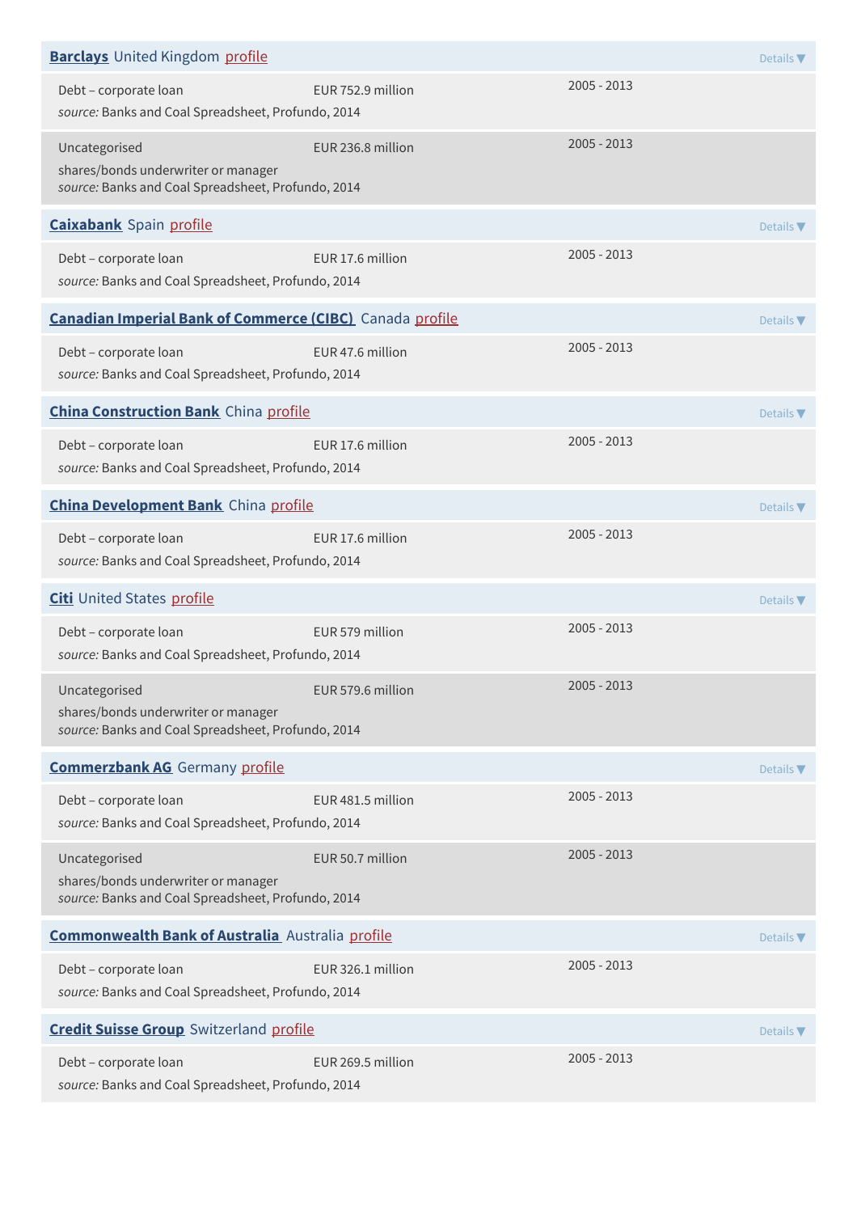**Barclays** United Kingdom profile

Details ▼

| | | |
|---|---|---|
| Debt – corporate loan<br>*source:* Banks and Coal Spreadsheet, Profundo, 2014 | EUR 752.9 million | 2005 - 2013 |
| Uncategorised<br>shares/bonds underwriter or manager<br>*source:* Banks and Coal Spreadsheet, Profundo, 2014 | EUR 236.8 million | 2005 - 2013 |

**Caixabank** Spain profile

Details ▼

| | | |
|---|---|---|
| Debt – corporate loan<br>*source:* Banks and Coal Spreadsheet, Profundo, 2014 | EUR 17.6 million | 2005 - 2013 |

**Canadian Imperial Bank of Commerce (CIBC)** Canada profile

Details ▼

| | | |
|---|---|---|
| Debt – corporate loan<br>*source:* Banks and Coal Spreadsheet, Profundo, 2014 | EUR 47.6 million | 2005 - 2013 |

**China Construction Bank** China profile

Details ▼

| | | |
|---|---|---|
| Debt – corporate loan<br>*source:* Banks and Coal Spreadsheet, Profundo, 2014 | EUR 17.6 million | 2005 - 2013 |

**China Development Bank** China profile

Details ▼

| | | |
|---|---|---|
| Debt – corporate loan<br>*source:* Banks and Coal Spreadsheet, Profundo, 2014 | EUR 17.6 million | 2005 - 2013 |

**Citi** United States profile

Details ▼

| | | |
|---|---|---|
| Debt – corporate loan<br>*source:* Banks and Coal Spreadsheet, Profundo, 2014 | EUR 579 million | 2005 - 2013 |
| Uncategorised<br>shares/bonds underwriter or manager<br>*source:* Banks and Coal Spreadsheet, Profundo, 2014 | EUR 579.6 million | 2005 - 2013 |

**Commerzbank AG** Germany profile

Details ▼

| | | |
|---|---|---|
| Debt – corporate loan<br>*source:* Banks and Coal Spreadsheet, Profundo, 2014 | EUR 481.5 million | 2005 - 2013 |
| Uncategorised<br>shares/bonds underwriter or manager<br>*source:* Banks and Coal Spreadsheet, Profundo, 2014 | EUR 50.7 million | 2005 - 2013 |

**Commonwealth Bank of Australia** Australia profile

Details ▼

| | | |
|---|---|---|
| Debt – corporate loan<br>*source:* Banks and Coal Spreadsheet, Profundo, 2014 | EUR 326.1 million | 2005 - 2013 |

**Credit Suisse Group** Switzerland profile

Details ▼

| | | |
|---|---|---|
| Debt – corporate loan<br>*source:* Banks and Coal Spreadsheet, Profundo, 2014 | EUR 269.5 million | 2005 - 2013 |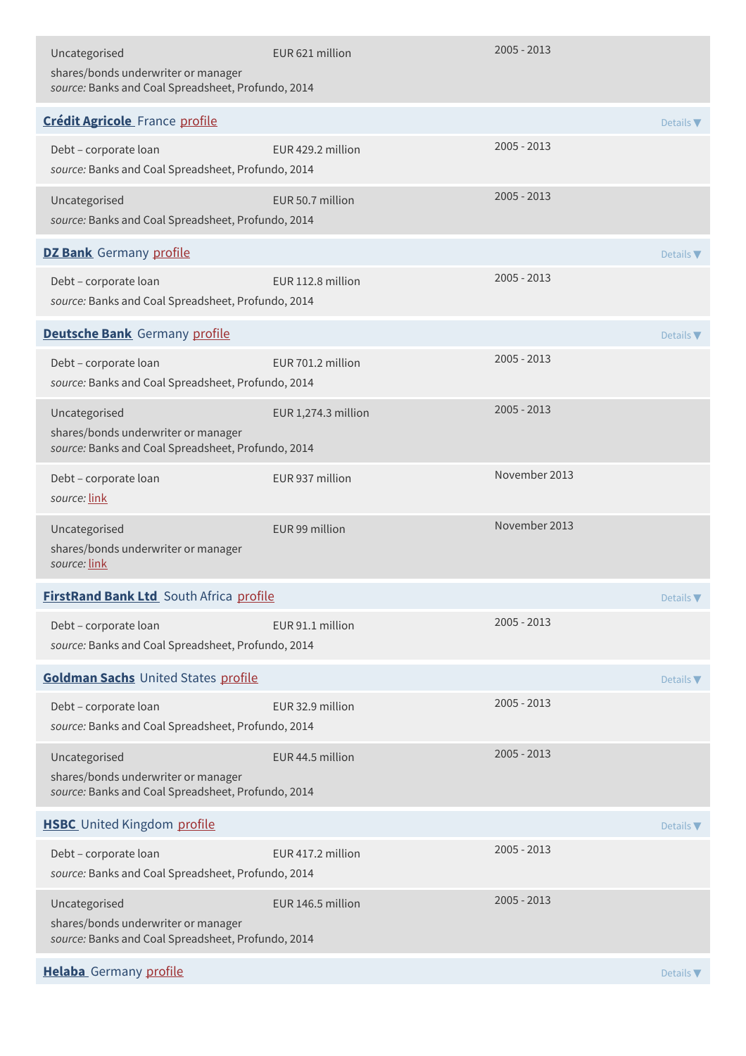Uncategorised | EUR 621 million | 2005 - 2013
shares/bonds underwriter or manager
*source:* Banks and Coal Spreadsheet, Profundo, 2014

**Crédit Agricole** France profile — Details ▼

Debt – corporate loan | EUR 429.2 million | 2005 - 2013
*source:* Banks and Coal Spreadsheet, Profundo, 2014

Uncategorised | EUR 50.7 million | 2005 - 2013
*source:* Banks and Coal Spreadsheet, Profundo, 2014

**DZ Bank** Germany profile — Details ▼

Debt – corporate loan | EUR 112.8 million | 2005 - 2013
*source:* Banks and Coal Spreadsheet, Profundo, 2014

**Deutsche Bank** Germany profile — Details ▼

Debt – corporate loan | EUR 701.2 million | 2005 - 2013
*source:* Banks and Coal Spreadsheet, Profundo, 2014

Uncategorised | EUR 1,274.3 million | 2005 - 2013
shares/bonds underwriter or manager
*source:* Banks and Coal Spreadsheet, Profundo, 2014

Debt – corporate loan | EUR 937 million | November 2013
*source:* link

Uncategorised | EUR 99 million | November 2013
shares/bonds underwriter or manager
*source:* link

**FirstRand Bank Ltd** South Africa profile — Details ▼

Debt – corporate loan | EUR 91.1 million | 2005 - 2013
*source:* Banks and Coal Spreadsheet, Profundo, 2014

**Goldman Sachs** United States profile — Details ▼

Debt – corporate loan | EUR 32.9 million | 2005 - 2013
*source:* Banks and Coal Spreadsheet, Profundo, 2014

Uncategorised | EUR 44.5 million | 2005 - 2013
shares/bonds underwriter or manager
*source:* Banks and Coal Spreadsheet, Profundo, 2014

**HSBC** United Kingdom profile — Details ▼

Debt – corporate loan | EUR 417.2 million | 2005 - 2013
*source:* Banks and Coal Spreadsheet, Profundo, 2014

Uncategorised | EUR 146.5 million | 2005 - 2013
shares/bonds underwriter or manager
*source:* Banks and Coal Spreadsheet, Profundo, 2014

**Helaba** Germany profile — Details ▼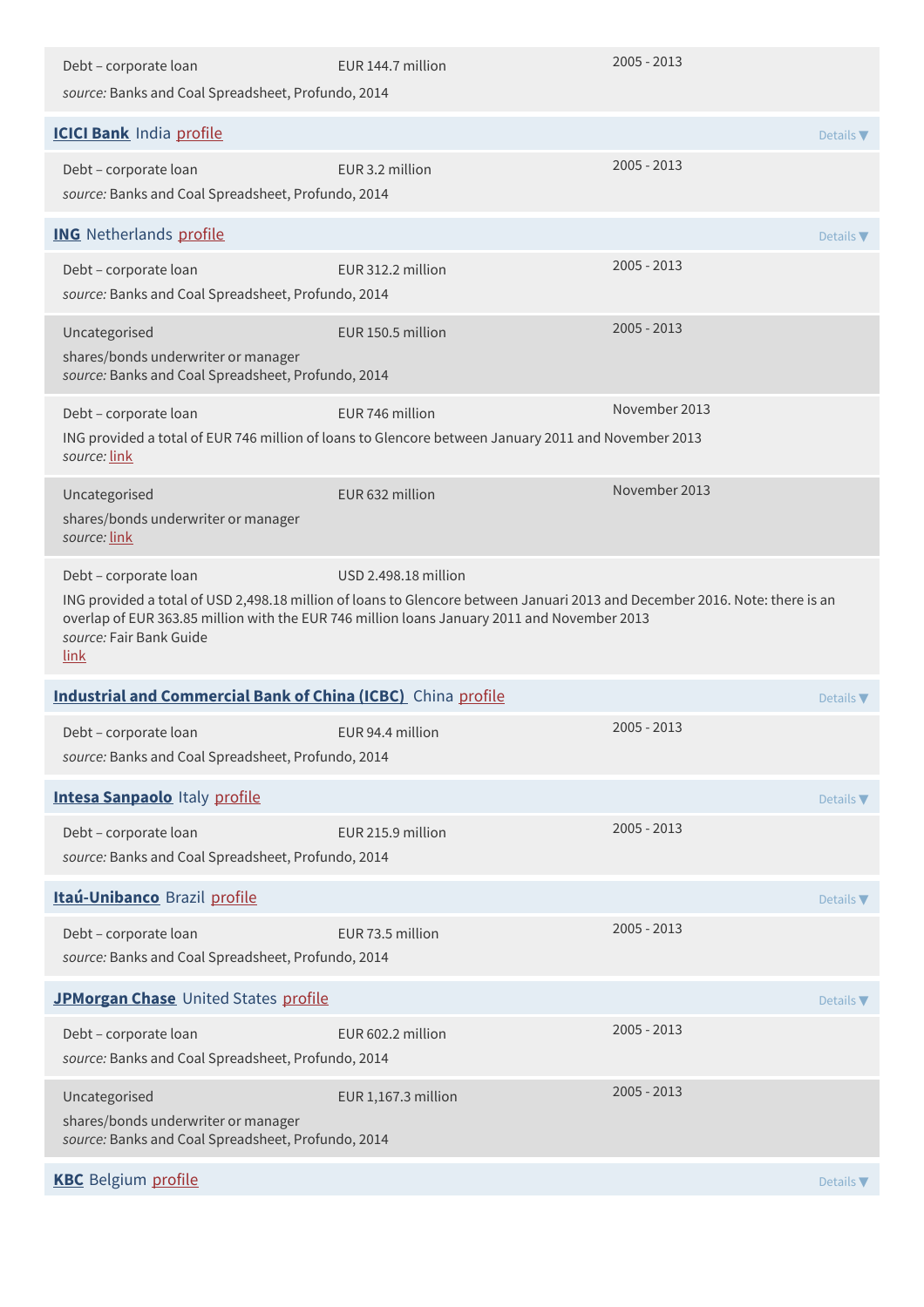Debt – corporate loan | EUR 144.7 million | 2005 - 2013

*source:* Banks and Coal Spreadsheet, Profundo, 2014

**ICICI Bank** India profile — Details ▼

Debt – corporate loan | EUR 3.2 million | 2005 - 2013

*source:* Banks and Coal Spreadsheet, Profundo, 2014

**ING** Netherlands profile — Details ▼

Debt – corporate loan | EUR 312.2 million | 2005 - 2013

*source:* Banks and Coal Spreadsheet, Profundo, 2014

Uncategorised | EUR 150.5 million | 2005 - 2013

shares/bonds underwriter or manager
*source:* Banks and Coal Spreadsheet, Profundo, 2014

Debt – corporate loan | EUR 746 million | November 2013

ING provided a total of EUR 746 million of loans to Glencore between January 2011 and November 2013
*source:* link

Uncategorised | EUR 632 million | November 2013

shares/bonds underwriter or manager
*source:* link

Debt – corporate loan | USD 2.498.18 million

ING provided a total of USD 2,498.18 million of loans to Glencore between Januari 2013 and December 2016. Note: there is an overlap of EUR 363.85 million with the EUR 746 million loans January 2011 and November 2013
*source:* Fair Bank Guide
link

**Industrial and Commercial Bank of China (ICBC)** China profile — Details ▼

Debt – corporate loan | EUR 94.4 million | 2005 - 2013

*source:* Banks and Coal Spreadsheet, Profundo, 2014

**Intesa Sanpaolo** Italy profile — Details ▼

Debt – corporate loan | EUR 215.9 million | 2005 - 2013

*source:* Banks and Coal Spreadsheet, Profundo, 2014

**Itaú-Unibanco** Brazil profile — Details ▼

Debt – corporate loan | EUR 73.5 million | 2005 - 2013

*source:* Banks and Coal Spreadsheet, Profundo, 2014

**JPMorgan Chase** United States profile — Details ▼

Debt – corporate loan | EUR 602.2 million | 2005 - 2013

*source:* Banks and Coal Spreadsheet, Profundo, 2014

Uncategorised | EUR 1,167.3 million | 2005 - 2013

shares/bonds underwriter or manager
*source:* Banks and Coal Spreadsheet, Profundo, 2014

**KBC** Belgium profile — Details ▼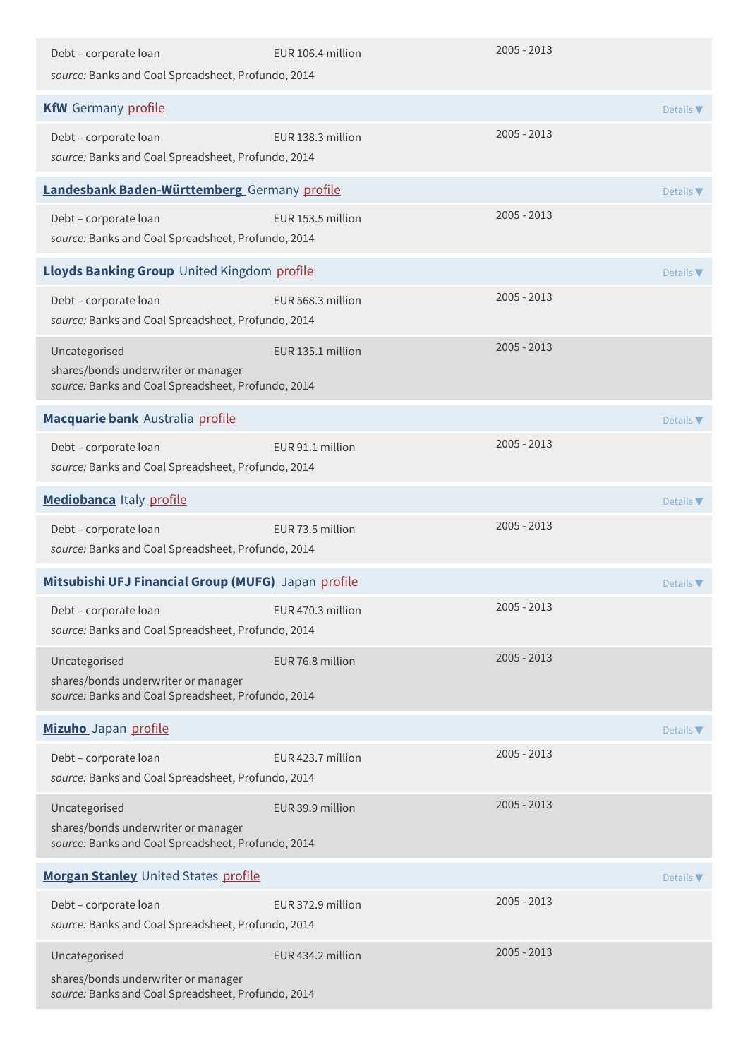| Debt – corporate loan | EUR 106.4 million | 2005 - 2013 |
|---|---|---|

*source:* Banks and Coal Spreadsheet, Profundo, 2014

**KfW** Germany profile — Details ▼

| Debt – corporate loan | EUR 138.3 million | 2005 - 2013 |
|---|---|---|

*source:* Banks and Coal Spreadsheet, Profundo, 2014

**Landesbank Baden-Württemberg** Germany profile — Details ▼

| Debt – corporate loan | EUR 153.5 million | 2005 - 2013 |
|---|---|---|

*source:* Banks and Coal Spreadsheet, Profundo, 2014

**Lloyds Banking Group** United Kingdom profile — Details ▼

| Debt – corporate loan | EUR 568.3 million | 2005 - 2013 |
|---|---|---|

*source:* Banks and Coal Spreadsheet, Profundo, 2014

| Uncategorised | EUR 135.1 million | 2005 - 2013 |
|---|---|---|

shares/bonds underwriter or manager
*source:* Banks and Coal Spreadsheet, Profundo, 2014

**Macquarie bank** Australia profile — Details ▼

| Debt – corporate loan | EUR 91.1 million | 2005 - 2013 |
|---|---|---|

*source:* Banks and Coal Spreadsheet, Profundo, 2014

**Mediobanca** Italy profile — Details ▼

| Debt – corporate loan | EUR 73.5 million | 2005 - 2013 |
|---|---|---|

*source:* Banks and Coal Spreadsheet, Profundo, 2014

**Mitsubishi UFJ Financial Group (MUFG)** Japan profile — Details ▼

| Debt – corporate loan | EUR 470.3 million | 2005 - 2013 |
|---|---|---|

*source:* Banks and Coal Spreadsheet, Profundo, 2014

| Uncategorised | EUR 76.8 million | 2005 - 2013 |
|---|---|---|

shares/bonds underwriter or manager
*source:* Banks and Coal Spreadsheet, Profundo, 2014

**Mizuho** Japan profile — Details ▼

| Debt – corporate loan | EUR 423.7 million | 2005 - 2013 |
|---|---|---|

*source:* Banks and Coal Spreadsheet, Profundo, 2014

| Uncategorised | EUR 39.9 million | 2005 - 2013 |
|---|---|---|

shares/bonds underwriter or manager
*source:* Banks and Coal Spreadsheet, Profundo, 2014

**Morgan Stanley** United States profile — Details ▼

| Debt – corporate loan | EUR 372.9 million | 2005 - 2013 |
|---|---|---|

*source:* Banks and Coal Spreadsheet, Profundo, 2014

| Uncategorised | EUR 434.2 million | 2005 - 2013 |
|---|---|---|

shares/bonds underwriter or manager
*source:* Banks and Coal Spreadsheet, Profundo, 2014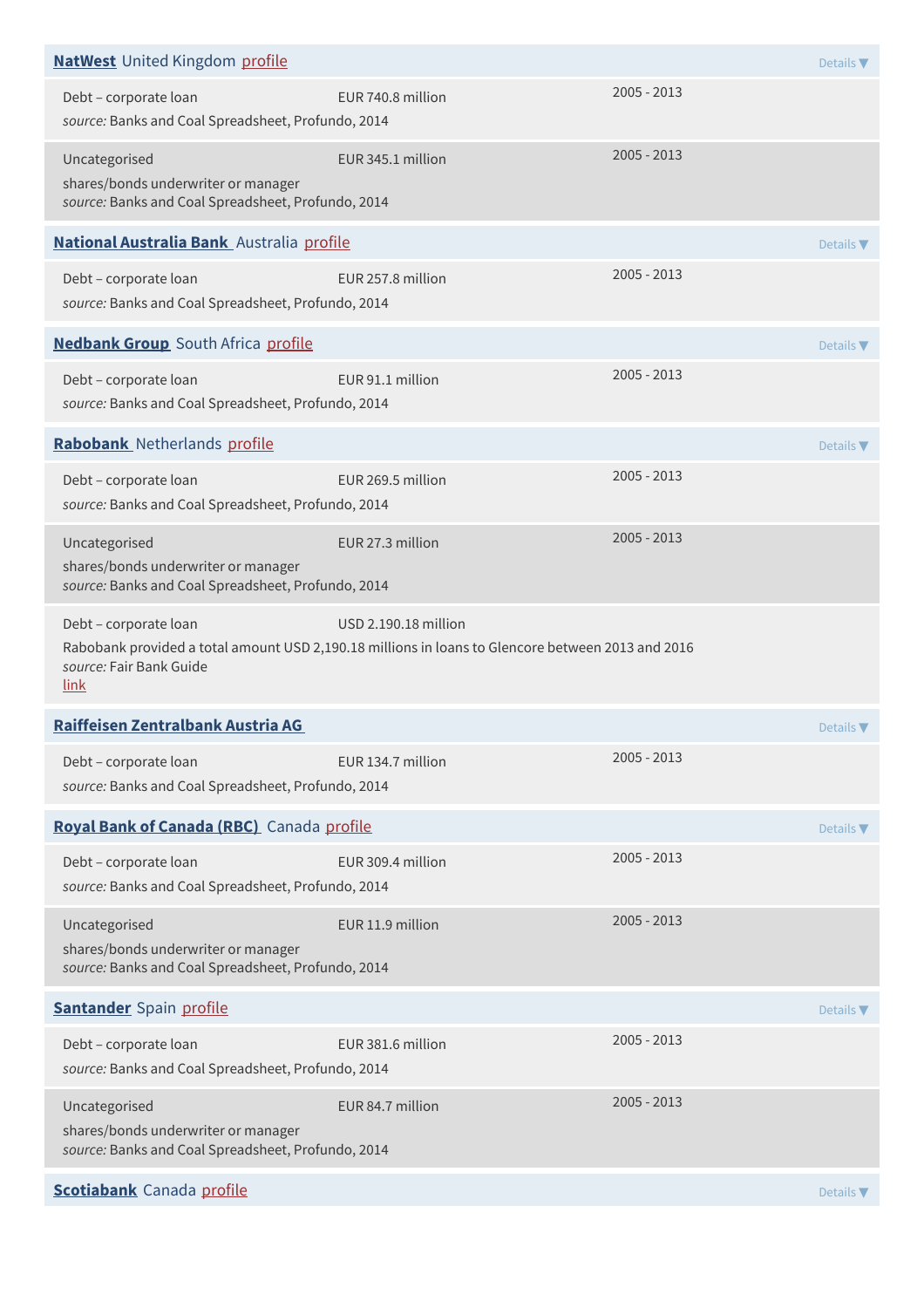**NatWest** United Kingdom profile — Details ▼

| Type | Amount | Period |
|---|---|---|
| Debt – corporate loan<br>*source:* Banks and Coal Spreadsheet, Profundo, 2014 | EUR 740.8 million | 2005 - 2013 |
| Uncategorised<br>shares/bonds underwriter or manager<br>*source:* Banks and Coal Spreadsheet, Profundo, 2014 | EUR 345.1 million | 2005 - 2013 |

**National Australia Bank** Australia profile — Details ▼

| Type | Amount | Period |
|---|---|---|
| Debt – corporate loan<br>*source:* Banks and Coal Spreadsheet, Profundo, 2014 | EUR 257.8 million | 2005 - 2013 |

**Nedbank Group** South Africa profile — Details ▼

| Type | Amount | Period |
|---|---|---|
| Debt – corporate loan<br>*source:* Banks and Coal Spreadsheet, Profundo, 2014 | EUR 91.1 million | 2005 - 2013 |

**Rabobank** Netherlands profile — Details ▼

| Type | Amount | Period |
|---|---|---|
| Debt – corporate loan<br>*source:* Banks and Coal Spreadsheet, Profundo, 2014 | EUR 269.5 million | 2005 - 2013 |
| Uncategorised<br>shares/bonds underwriter or manager<br>*source:* Banks and Coal Spreadsheet, Profundo, 2014 | EUR 27.3 million | 2005 - 2013 |
| Debt – corporate loan<br>Rabobank provided a total amount USD 2,190.18 millions in loans to Glencore between 2013 and 2016<br>*source:* Fair Bank Guide<br>link | USD 2.190.18 million | |

**Raiffeisen Zentralbank Austria AG** — Details ▼

| Type | Amount | Period |
|---|---|---|
| Debt – corporate loan<br>*source:* Banks and Coal Spreadsheet, Profundo, 2014 | EUR 134.7 million | 2005 - 2013 |

**Royal Bank of Canada (RBC)** Canada profile — Details ▼

| Type | Amount | Period |
|---|---|---|
| Debt – corporate loan<br>*source:* Banks and Coal Spreadsheet, Profundo, 2014 | EUR 309.4 million | 2005 - 2013 |
| Uncategorised<br>shares/bonds underwriter or manager<br>*source:* Banks and Coal Spreadsheet, Profundo, 2014 | EUR 11.9 million | 2005 - 2013 |

**Santander** Spain profile — Details ▼

| Type | Amount | Period |
|---|---|---|
| Debt – corporate loan<br>*source:* Banks and Coal Spreadsheet, Profundo, 2014 | EUR 381.6 million | 2005 - 2013 |
| Uncategorised<br>shares/bonds underwriter or manager<br>*source:* Banks and Coal Spreadsheet, Profundo, 2014 | EUR 84.7 million | 2005 - 2013 |

**Scotiabank** Canada profile — Details ▼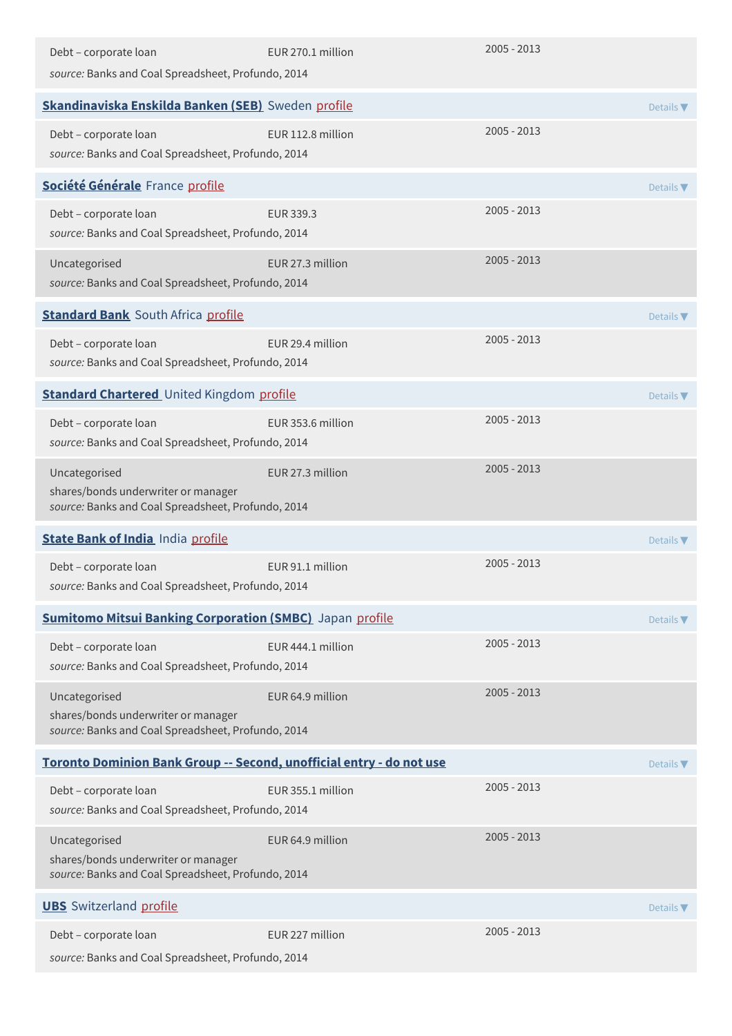Debt – corporate loan — EUR 270.1 million — 2005 - 2013

*source:* Banks and Coal Spreadsheet, Profundo, 2014

**Skandinaviska Enskilda Banken (SEB)** Sweden profile — Details ▼

Debt – corporate loan — EUR 112.8 million — 2005 - 2013

*source:* Banks and Coal Spreadsheet, Profundo, 2014

**Société Générale** France profile — Details ▼

Debt – corporate loan — EUR 339.3 — 2005 - 2013

*source:* Banks and Coal Spreadsheet, Profundo, 2014

Uncategorised — EUR 27.3 million — 2005 - 2013

*source:* Banks and Coal Spreadsheet, Profundo, 2014

**Standard Bank** South Africa profile — Details ▼

Debt – corporate loan — EUR 29.4 million — 2005 - 2013

*source:* Banks and Coal Spreadsheet, Profundo, 2014

**Standard Chartered** United Kingdom profile — Details ▼

Debt – corporate loan — EUR 353.6 million — 2005 - 2013

*source:* Banks and Coal Spreadsheet, Profundo, 2014

Uncategorised — EUR 27.3 million — 2005 - 2013

shares/bonds underwriter or manager

*source:* Banks and Coal Spreadsheet, Profundo, 2014

**State Bank of India** India profile — Details ▼

Debt – corporate loan — EUR 91.1 million — 2005 - 2013

*source:* Banks and Coal Spreadsheet, Profundo, 2014

**Sumitomo Mitsui Banking Corporation (SMBC)** Japan profile — Details ▼

Debt – corporate loan — EUR 444.1 million — 2005 - 2013

*source:* Banks and Coal Spreadsheet, Profundo, 2014

Uncategorised — EUR 64.9 million — 2005 - 2013

shares/bonds underwriter or manager

*source:* Banks and Coal Spreadsheet, Profundo, 2014

**Toronto Dominion Bank Group -- Second, unofficial entry - do not use** — Details ▼

Debt – corporate loan — EUR 355.1 million — 2005 - 2013

*source:* Banks and Coal Spreadsheet, Profundo, 2014

Uncategorised — EUR 64.9 million — 2005 - 2013

shares/bonds underwriter or manager

*source:* Banks and Coal Spreadsheet, Profundo, 2014

**UBS** Switzerland profile — Details ▼

Debt – corporate loan — EUR 227 million — 2005 - 2013

*source:* Banks and Coal Spreadsheet, Profundo, 2014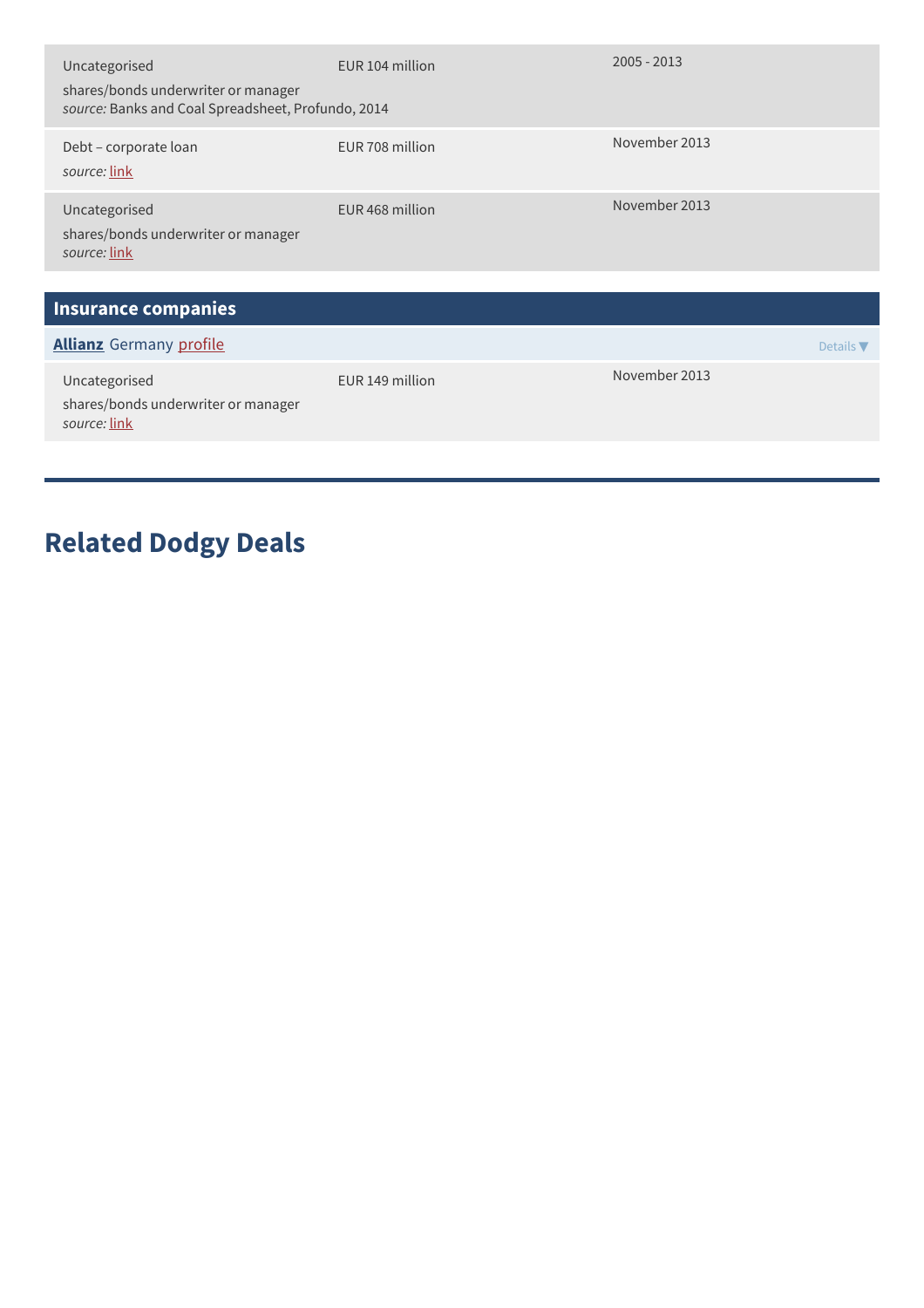| | | |
|---|---|---|
| Uncategorised<br>shares/bonds underwriter or manager<br>*source:* Banks and Coal Spreadsheet, Profundo, 2014 | EUR 104 million | 2005 - 2013 |
| Debt – corporate loan<br>*source:* link | EUR 708 million | November 2013 |
| Uncategorised<br>shares/bonds underwriter or manager<br>*source:* link | EUR 468 million | November 2013 |

## Insurance companies

**Allianz** Germany profile

Details ▼

| | | |
|---|---|---|
| Uncategorised<br>shares/bonds underwriter or manager<br>*source:* link | EUR 149 million | November 2013 |

## Related Dodgy Deals